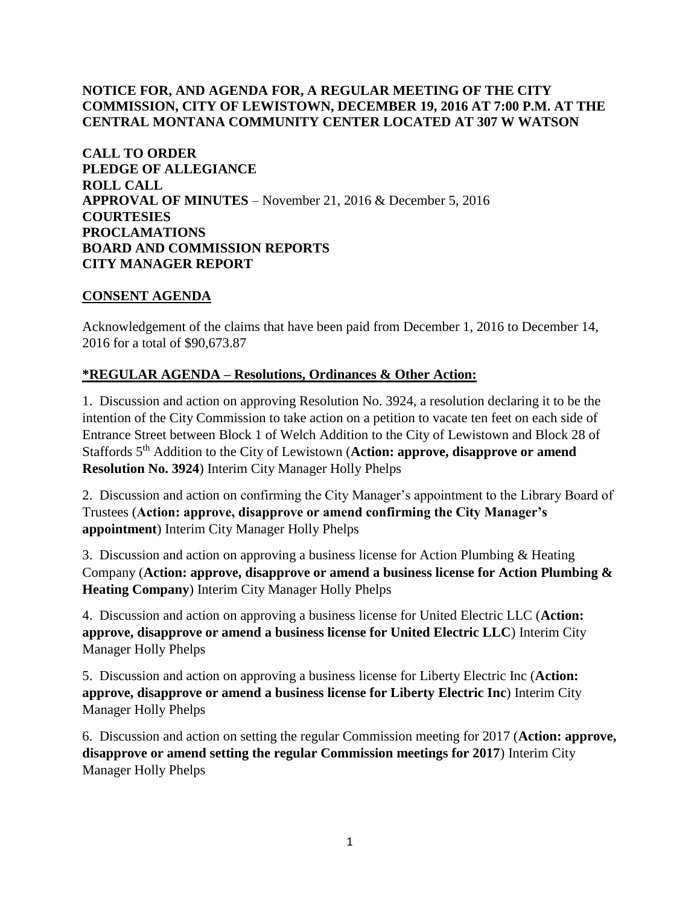**NOTICE FOR, AND AGENDA FOR, A REGULAR MEETING OF THE CITY COMMISSION, CITY OF LEWISTOWN, DECEMBER 19, 2016 AT 7:00 P.M. AT THE CENTRAL MONTANA COMMUNITY CENTER LOCATED AT 307 W WATSON**

**CALL TO ORDER**
**PLEDGE OF ALLEGIANCE**
**ROLL CALL**
**APPROVAL OF MINUTES** – November 21, 2016 & December 5, 2016
**COURTESIES**
**PROCLAMATIONS**
**BOARD AND COMMISSION REPORTS**
**CITY MANAGER REPORT**

## CONSENT AGENDA

Acknowledgement of the claims that have been paid from December 1, 2016 to December 14, 2016 for a total of $90,673.87

## *REGULAR AGENDA – Resolutions, Ordinances & Other Action:

1. Discussion and action on approving Resolution No. 3924, a resolution declaring it to be the intention of the City Commission to take action on a petition to vacate ten feet on each side of Entrance Street between Block 1 of Welch Addition to the City of Lewistown and Block 28 of Staffords 5th Addition to the City of Lewistown (**Action: approve, disapprove or amend Resolution No. 3924**) Interim City Manager Holly Phelps

2. Discussion and action on confirming the City Manager's appointment to the Library Board of Trustees (**Action: approve, disapprove or amend confirming the City Manager's appointment**) Interim City Manager Holly Phelps

3. Discussion and action on approving a business license for Action Plumbing & Heating Company (**Action: approve, disapprove or amend a business license for Action Plumbing & Heating Company**) Interim City Manager Holly Phelps

4. Discussion and action on approving a business license for United Electric LLC (**Action: approve, disapprove or amend a business license for United Electric LLC**) Interim City Manager Holly Phelps

5. Discussion and action on approving a business license for Liberty Electric Inc (**Action: approve, disapprove or amend a business license for Liberty Electric Inc**) Interim City Manager Holly Phelps

6. Discussion and action on setting the regular Commission meeting for 2017 (**Action: approve, disapprove or amend setting the regular Commission meetings for 2017**) Interim City Manager Holly Phelps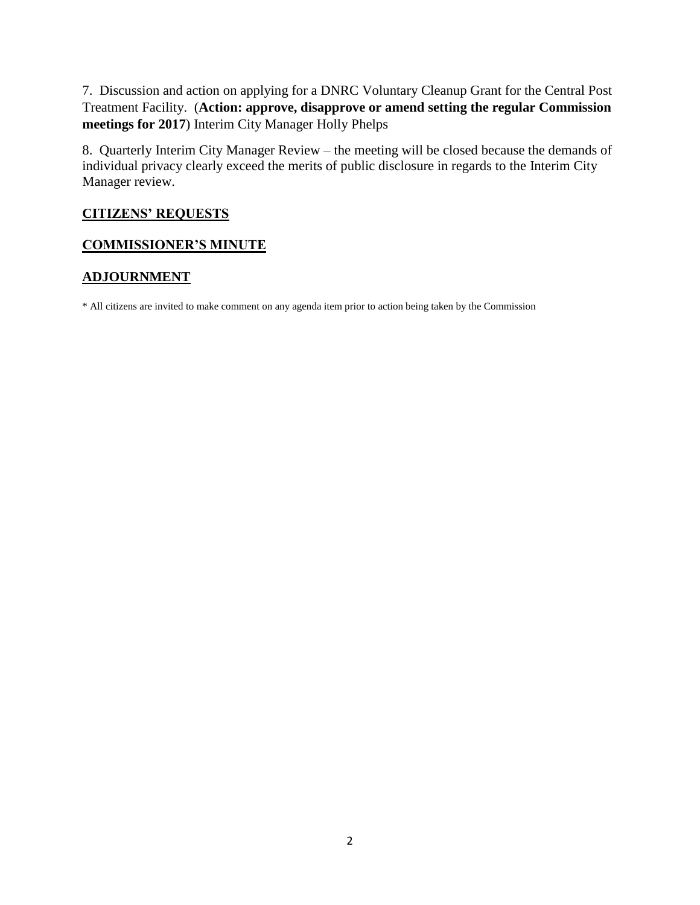7. Discussion and action on applying for a DNRC Voluntary Cleanup Grant for the Central Post Treatment Facility. (**Action: approve, disapprove or amend setting the regular Commission meetings for 2017**) Interim City Manager Holly Phelps

8. Quarterly Interim City Manager Review – the meeting will be closed because the demands of individual privacy clearly exceed the merits of public disclosure in regards to the Interim City Manager review.

## CITIZENS' REQUESTS

## COMMISSIONER'S MINUTE

## ADJOURNMENT

* All citizens are invited to make comment on any agenda item prior to action being taken by the Commission